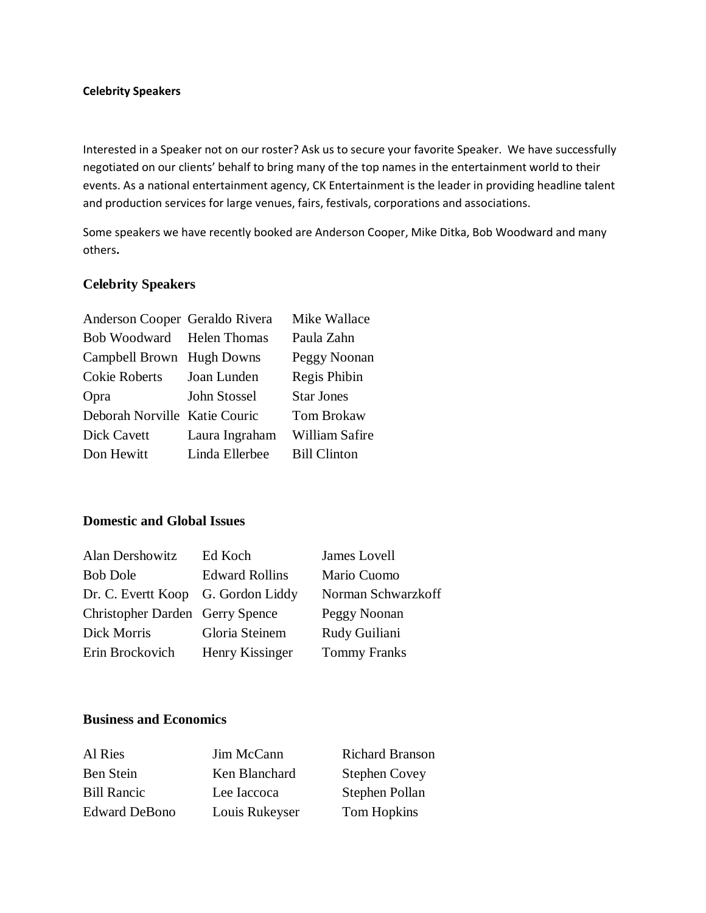**Celebrity Speakers**

Interested in a Speaker not on our roster? Ask us to secure your favorite Speaker. We have successfully negotiated on our clients' behalf to bring many of the top names in the entertainment world to their events. As a national entertainment agency, CK Entertainment is the leader in providing headline talent and production services for large venues, fairs, festivals, corporations and associations.

Some speakers we have recently booked are Anderson Cooper, Mike Ditka, Bob Woodward and many others**.**

## Celebrity Speakers

| | | |
|---|---|---|
| Anderson Cooper | Geraldo Rivera | Mike Wallace |
| Bob Woodward | Helen Thomas | Paula Zahn |
| Campbell Brown | Hugh Downs | Peggy Noonan |
| Cokie Roberts | Joan Lunden | Regis Phibin |
| Opra | John Stossel | Star Jones |
| Deborah Norville | Katie Couric | Tom Brokaw |
| Dick Cavett | Laura Ingraham | William Safire |
| Don Hewitt | Linda Ellerbee | Bill Clinton |

## Domestic and Global Issues

| | | |
|---|---|---|
| Alan Dershowitz | Ed Koch | James Lovell |
| Bob Dole | Edward Rollins | Mario Cuomo |
| Dr. C. Evertt Koop | G. Gordon Liddy | Norman Schwarzkoff |
| Christopher Darden | Gerry Spence | Peggy Noonan |
| Dick Morris | Gloria Steinem | Rudy Guiliani |
| Erin Brockovich | Henry Kissinger | Tommy Franks |

## Business and Economics

| | | |
|---|---|---|
| Al Ries | Jim McCann | Richard Branson |
| Ben Stein | Ken Blanchard | Stephen Covey |
| Bill Rancic | Lee Iaccoca | Stephen Pollan |
| Edward DeBono | Louis Rukeyser | Tom Hopkins |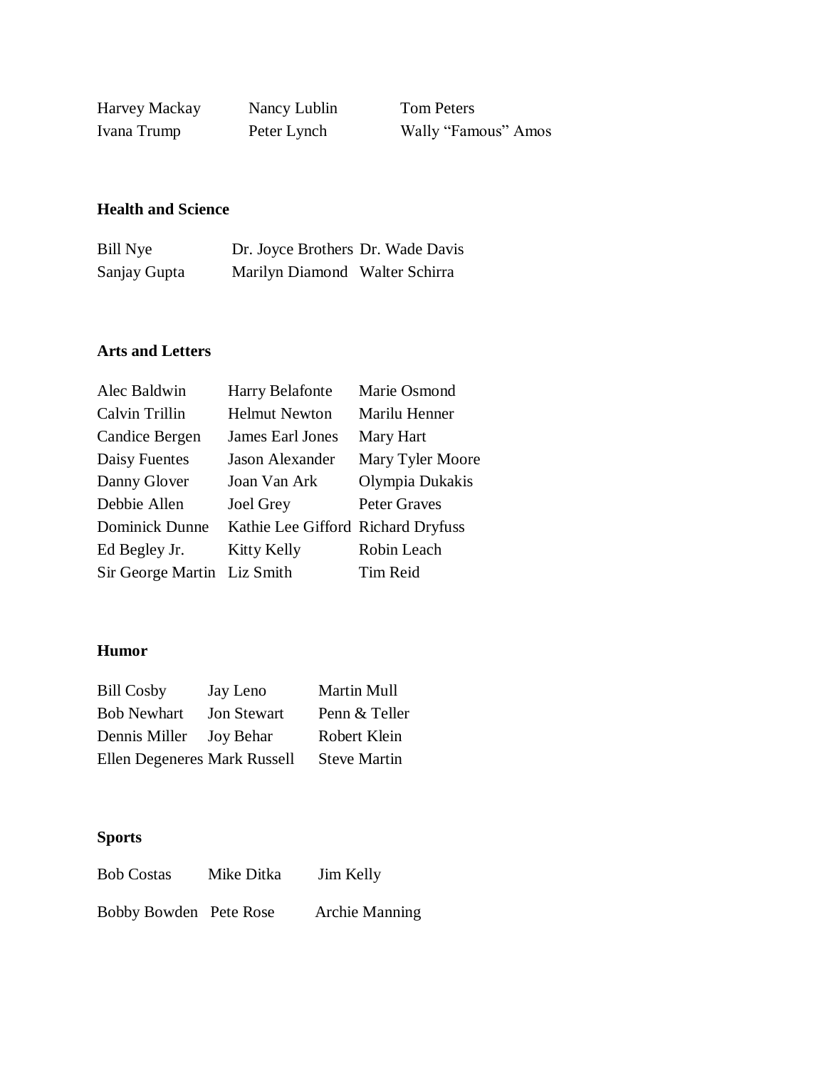| | | |
|---|---|---|
| Harvey Mackay | Nancy Lublin | Tom Peters |
| Ivana Trump | Peter Lynch | Wally "Famous" Amos |

**Health and Science**

| | | |
|---|---|---|
| Bill Nye | Dr. Joyce Brothers | Dr. Wade Davis |
| Sanjay Gupta | Marilyn Diamond | Walter Schirra |

**Arts and Letters**

| | | |
|---|---|---|
| Alec Baldwin | Harry Belafonte | Marie Osmond |
| Calvin Trillin | Helmut Newton | Marilu Henner |
| Candice Bergen | James Earl Jones | Mary Hart |
| Daisy Fuentes | Jason Alexander | Mary Tyler Moore |
| Danny Glover | Joan Van Ark | Olympia Dukakis |
| Debbie Allen | Joel Grey | Peter Graves |
| Dominick Dunne | Kathie Lee Gifford | Richard Dryfuss |
| Ed Begley Jr. | Kitty Kelly | Robin Leach |
| Sir George Martin | Liz Smith | Tim Reid |

**Humor**

| | | |
|---|---|---|
| Bill Cosby | Jay Leno | Martin Mull |
| Bob Newhart | Jon Stewart | Penn & Teller |
| Dennis Miller | Joy Behar | Robert Klein |
| Ellen Degeneres | Mark Russell | Steve Martin |

**Sports**

| | | |
|---|---|---|
| Bob Costas | Mike Ditka | Jim Kelly |
| Bobby Bowden | Pete Rose | Archie Manning |